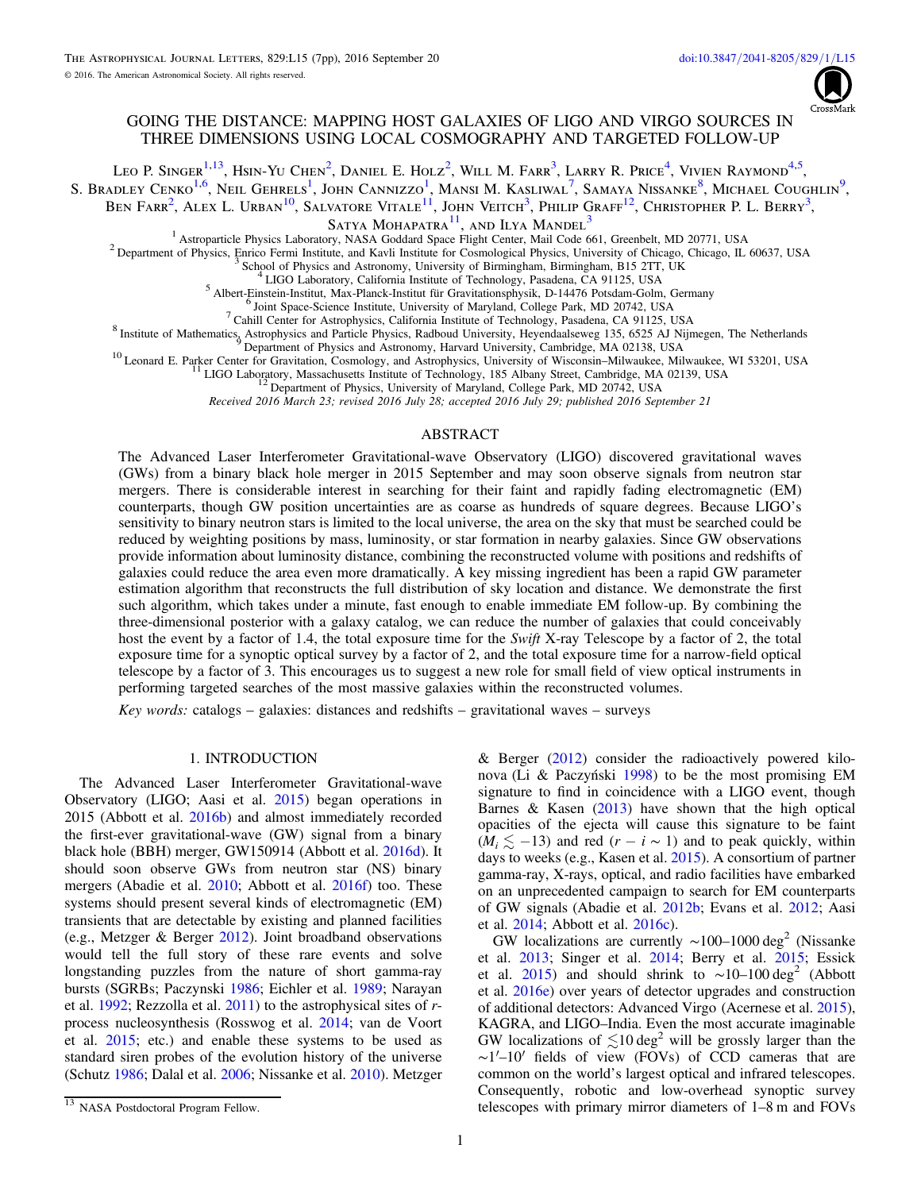# GOING THE DISTANCE: MAPPING HOST GALAXIES OF LIGO AND VIRGO SOURCES IN THREE DIMENSIONS USING LOCAL COSMOGRAPHY AND TARGETED FOLLOW-UP

Leo P. Singer[1,13], Hsin-Yu Chen[2], Daniel E. Holz[2], Will M. Farr[3], Larry R. Price[4], Vivien Raymond[4,5], S. Bradley Cenko[1,6], Neil Gehrels[1], John Cannizzo[1], Mansi M. Kasliwal[7], Samaya Nissanke[8], Michael Coughlin[9], Ben Farr[2], Alex L. Urban[10], Salvatore Vitale[11], John Veitch[3], Philip Graff[12], Christopher P. L. Berry[3], Satya Mohapatra[11], and Ilya Mandel[3]

[1] Astroparticle Physics Laboratory, NASA Goddard Space Flight Center, Mail Code 661, Greenbelt, MD 20771, USA
[2] Department of Physics, Enrico Fermi Institute, and Kavli Institute for Cosmological Physics, University of Chicago, Chicago, IL 60637, USA
[3] School of Physics and Astronomy, University of Birmingham, Birmingham, B15 2TT, UK
[4] LIGO Laboratory, California Institute of Technology, Pasadena, CA 91125, USA
[5] Albert-Einstein-Institut, Max-Planck-Institut für Gravitationsphysik, D-14476 Potsdam-Golm, Germany
[6] Joint Space-Science Institute, University of Maryland, College Park, MD 20742, USA
[7] Cahill Center for Astrophysics, California Institute of Technology, Pasadena, CA 91125, USA
[8] Institute of Mathematics, Astrophysics and Particle Physics, Radboud University, Heyendaalseweg 135, 6525 AJ Nijmegen, The Netherlands
[9] Department of Physics and Astronomy, Harvard University, Cambridge, MA 02138, USA
[10] Leonard E. Parker Center for Gravitation, Cosmology, and Astrophysics, University of Wisconsin–Milwaukee, Milwaukee, WI 53201, USA
[11] LIGO Laboratory, Massachusetts Institute of Technology, 185 Albany Street, Cambridge, MA 02139, USA
[12] Department of Physics, University of Maryland, College Park, MD 20742, USA

*Received 2016 March 23; revised 2016 July 28; accepted 2016 July 29; published 2016 September 21*

## ABSTRACT

The Advanced Laser Interferometer Gravitational-wave Observatory (LIGO) discovered gravitational waves (GWs) from a binary black hole merger in 2015 September and may soon observe signals from neutron star mergers. There is considerable interest in searching for their faint and rapidly fading electromagnetic (EM) counterparts, though GW position uncertainties are as coarse as hundreds of square degrees. Because LIGO's sensitivity to binary neutron stars is limited to the local universe, the area on the sky that must be searched could be reduced by weighting positions by mass, luminosity, or star formation in nearby galaxies. Since GW observations provide information about luminosity distance, combining the reconstructed volume with positions and redshifts of galaxies could reduce the area even more dramatically. A key missing ingredient has been a rapid GW parameter estimation algorithm that reconstructs the full distribution of sky location and distance. We demonstrate the first such algorithm, which takes under a minute, fast enough to enable immediate EM follow-up. By combining the three-dimensional posterior with a galaxy catalog, we can reduce the number of galaxies that could conceivably host the event by a factor of 1.4, the total exposure time for the *Swift* X-ray Telescope by a factor of 2, the total exposure time for a synoptic optical survey by a factor of 2, and the total exposure time for a narrow-field optical telescope by a factor of 3. This encourages us to suggest a new role for small field of view optical instruments in performing targeted searches of the most massive galaxies within the reconstructed volumes.

*Key words:* catalogs – galaxies: distances and redshifts – gravitational waves – surveys

## 1. INTRODUCTION

The Advanced Laser Interferometer Gravitational-wave Observatory (LIGO; Aasi et al. 2015) began operations in 2015 (Abbott et al. 2016b) and almost immediately recorded the first-ever gravitational-wave (GW) signal from a binary black hole (BBH) merger, GW150914 (Abbott et al. 2016d). It should soon observe GWs from neutron star (NS) binary mergers (Abadie et al. 2010; Abbott et al. 2016f) too. These systems should present several kinds of electromagnetic (EM) transients that are detectable by existing and planned facilities (e.g., Metzger & Berger 2012). Joint broadband observations would tell the full story of these rare events and solve longstanding puzzles from the nature of short gamma-ray bursts (SGRBs; Paczynski 1986; Eichler et al. 1989; Narayan et al. 1992; Rezzolla et al. 2011) to the astrophysical sites of *r*-process nucleosynthesis (Rosswog et al. 2014; van de Voort et al. 2015; etc.) and enable these systems to be used as standard siren probes of the evolution history of the universe (Schutz 1986; Dalal et al. 2006; Nissanke et al. 2010). Metzger & Berger (2012) consider the radioactively powered kilonova (Li & Paczyński 1998) to be the most promising EM signature to find in coincidence with a LIGO event, though Barnes & Kasen (2013) have shown that the high optical opacities of the ejecta will cause this signature to be faint ($M_i \lesssim -13$) and red ($r - i \sim 1$) and to peak quickly, within days to weeks (e.g., Kasen et al. 2015). A consortium of partner gamma-ray, X-rays, optical, and radio facilities have embarked on an unprecedented campaign to search for EM counterparts of GW signals (Abadie et al. 2012b; Evans et al. 2012; Aasi et al. 2014; Abbott et al. 2016c).

GW localizations are currently $\sim$100–1000 deg$^2$ (Nissanke et al. 2013; Singer et al. 2014; Berry et al. 2015; Essick et al. 2015) and should shrink to $\sim$10–100 deg$^2$ (Abbott et al. 2016e) over years of detector upgrades and construction of additional detectors: Advanced Virgo (Acernese et al. 2015), KAGRA, and LIGO–India. Even the most accurate imaginable GW localizations of $\lesssim$10 deg$^2$ will be grossly larger than the $\sim$1′–10′ fields of view (FOVs) of CCD cameras that are common on the world's largest optical and infrared telescopes. Consequently, robotic and low-overhead synoptic survey telescopes with primary mirror diameters of 1–8 m and FOVs

[13] NASA Postdoctoral Program Fellow.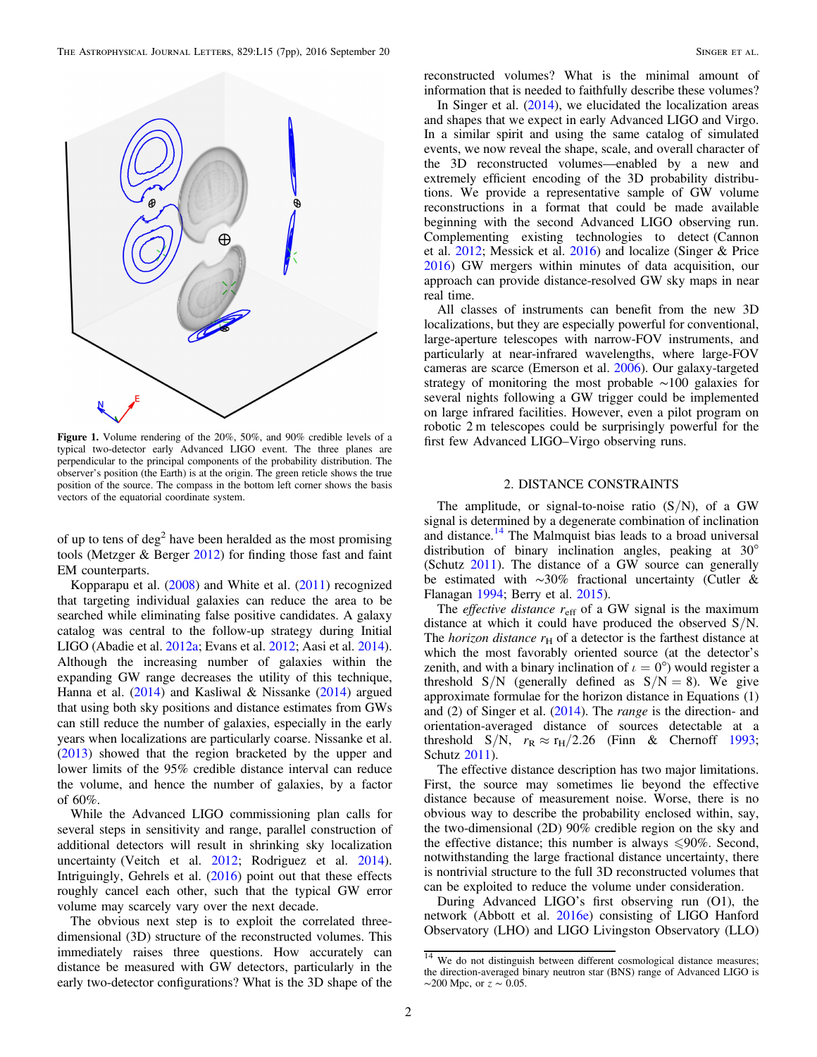**Figure 1.** Volume rendering of the 20%, 50%, and 90% credible levels of a typical two-detector early Advanced LIGO event. The three planes are perpendicular to the principal components of the probability distribution. The observer's position (the Earth) is at the origin. The green reticle shows the true position of the source. The compass in the bottom left corner shows the basis vectors of the equatorial coordinate system.

of up to tens of deg$^2$ have been heralded as the most promising tools (Metzger & Berger 2012) for finding those fast and faint EM counterparts.

Kopparapu et al. (2008) and White et al. (2011) recognized that targeting individual galaxies can reduce the area to be searched while eliminating false positive candidates. A galaxy catalog was central to the follow-up strategy during Initial LIGO (Abadie et al. 2012a; Evans et al. 2012; Aasi et al. 2014). Although the increasing number of galaxies within the expanding GW range decreases the utility of this technique, Hanna et al. (2014) and Kasliwal & Nissanke (2014) argued that using both sky positions and distance estimates from GWs can still reduce the number of galaxies, especially in the early years when localizations are particularly coarse. Nissanke et al. (2013) showed that the region bracketed by the upper and lower limits of the 95% credible distance interval can reduce the volume, and hence the number of galaxies, by a factor of 60%.

While the Advanced LIGO commissioning plan calls for several steps in sensitivity and range, parallel construction of additional detectors will result in shrinking sky localization uncertainty (Veitch et al. 2012; Rodriguez et al. 2014). Intriguingly, Gehrels et al. (2016) point out that these effects roughly cancel each other, such that the typical GW error volume may scarcely vary over the next decade.

The obvious next step is to exploit the correlated three-dimensional (3D) structure of the reconstructed volumes. This immediately raises three questions. How accurately can distance be measured with GW detectors, particularly in the early two-detector configurations? What is the 3D shape of the reconstructed volumes? What is the minimal amount of information that is needed to faithfully describe these volumes?

In Singer et al. (2014), we elucidated the localization areas and shapes that we expect in early Advanced LIGO and Virgo. In a similar spirit and using the same catalog of simulated events, we now reveal the shape, scale, and overall character of the 3D reconstructed volumes—enabled by a new and extremely efficient encoding of the 3D probability distributions. We provide a representative sample of GW volume reconstructions in a format that could be made available beginning with the second Advanced LIGO observing run. Complementing existing technologies to detect (Cannon et al. 2012; Messick et al. 2016) and localize (Singer & Price 2016) GW mergers within minutes of data acquisition, our approach can provide distance-resolved GW sky maps in near real time.

All classes of instruments can benefit from the new 3D localizations, but they are especially powerful for conventional, large-aperture telescopes with narrow-FOV instruments, and particularly at near-infrared wavelengths, where large-FOV cameras are scarce (Emerson et al. 2006). Our galaxy-targeted strategy of monitoring the most probable ~100 galaxies for several nights following a GW trigger could be implemented on large infrared facilities. However, even a pilot program on robotic 2 m telescopes could be surprisingly powerful for the first few Advanced LIGO–Virgo observing runs.

## 2. DISTANCE CONSTRAINTS

The amplitude, or signal-to-noise ratio (S/N), of a GW signal is determined by a degenerate combination of inclination and distance.[14] The Malmquist bias leads to a broad universal distribution of binary inclination angles, peaking at 30° (Schutz 2011). The distance of a GW source can generally be estimated with ~30% fractional uncertainty (Cutler & Flanagan 1994; Berry et al. 2015).

The *effective distance* $r_{\rm eff}$ of a GW signal is the maximum distance at which it could have produced the observed S/N. The *horizon distance* $r_{\rm H}$ of a detector is the farthest distance at which the most favorably oriented source (at the detector's zenith, and with a binary inclination of $\iota = 0°$) would register a threshold S/N (generally defined as S/N = 8). We give approximate formulae for the horizon distance in Equations (1) and (2) of Singer et al. (2014). The *range* is the direction- and orientation-averaged distance of sources detectable at a threshold S/N, $r_{\rm R} \approx r_{\rm H}/2.26$ (Finn & Chernoff 1993; Schutz 2011).

The effective distance description has two major limitations. First, the source may sometimes lie beyond the effective distance because of measurement noise. Worse, there is no obvious way to describe the probability enclosed within, say, the two-dimensional (2D) 90% credible region on the sky and the effective distance; this number is always ⩽90%. Second, notwithstanding the large fractional distance uncertainty, there is nontrivial structure to the full 3D reconstructed volumes that can be exploited to reduce the volume under consideration.

During Advanced LIGO's first observing run (O1), the network (Abbott et al. 2016e) consisting of LIGO Hanford Observatory (LHO) and LIGO Livingston Observatory (LLO)

[14] We do not distinguish between different cosmological distance measures; the direction-averaged binary neutron star (BNS) range of Advanced LIGO is ~200 Mpc, or $z \sim 0.05$.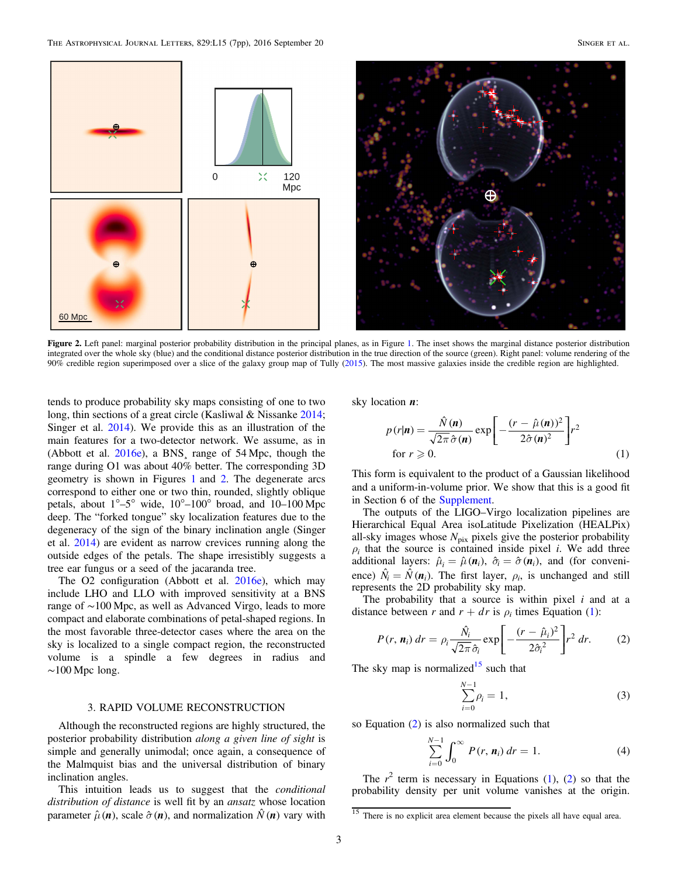Figure 2. Left panel: marginal posterior probability distribution in the principal planes, as in Figure 1. The inset shows the marginal distance posterior distribution integrated over the whole sky (blue) and the conditional distance posterior distribution in the true direction of the source (green). Right panel: volume rendering of the 90% credible region superimposed over a slice of the galaxy group map of Tully (2015). The most massive galaxies inside the credible region are highlighted.

tends to produce probability sky maps consisting of one to two long, thin sections of a great circle (Kasliwal & Nissanke 2014; Singer et al. 2014). We provide this as an illustration of the main features for a two-detector network. We assume, as in (Abbott et al. 2016e), a BNS¸ range of 54 Mpc, though the range during O1 was about 40% better. The corresponding 3D geometry is shown in Figures 1 and 2. The degenerate arcs correspond to either one or two thin, rounded, slightly oblique petals, about 1°–5° wide, 10°–100° broad, and 10–100 Mpc deep. The "forked tongue" sky localization features due to the degeneracy of the sign of the binary inclination angle (Singer et al. 2014) are evident as narrow crevices running along the outside edges of the petals. The shape irresistibly suggests a tree ear fungus or a seed of the jacaranda tree.

The O2 configuration (Abbott et al. 2016e), which may include LHO and LLO with improved sensitivity at a BNS range of ∼100 Mpc, as well as Advanced Virgo, leads to more compact and elaborate combinations of petal-shaped regions. In the most favorable three-detector cases where the area on the sky is localized to a single compact region, the reconstructed volume is a spindle a few degrees in radius and ∼100 Mpc long.

## 3. RAPID VOLUME RECONSTRUCTION

Although the reconstructed regions are highly structured, the posterior probability distribution *along a given line of sight* is simple and generally unimodal; once again, a consequence of the Malmquist bias and the universal distribution of binary inclination angles.

This intuition leads us to suggest that the *conditional distribution of distance* is well fit by an *ansatz* whose location parameter $\hat{\mu}(\boldsymbol{n})$, scale $\hat{\sigma}(\boldsymbol{n})$, and normalization $\hat{N}(\boldsymbol{n})$ vary with sky location $\boldsymbol{n}$:

$$p(r|\boldsymbol{n}) = \frac{\hat{N}(\boldsymbol{n})}{\sqrt{2\pi}\,\hat{\sigma}(\boldsymbol{n})} \exp\left[-\frac{(r - \hat{\mu}(\boldsymbol{n}))^2}{2\hat{\sigma}(\boldsymbol{n})^2}\right] r^2 \quad \text{for } r \geqslant 0. \tag{1}$$

This form is equivalent to the product of a Gaussian likelihood and a uniform-in-volume prior. We show that this is a good fit in Section 6 of the Supplement.

The outputs of the LIGO–Virgo localization pipelines are Hierarchical Equal Area isoLatitude Pixelization (HEALPix) all-sky images whose $N_{\text{pix}}$ pixels give the posterior probability $\rho_i$ that the source is contained inside pixel $i$. We add three additional layers: $\hat{\mu}_i = \hat{\mu}(\boldsymbol{n}_i)$, $\hat{\sigma}_i = \hat{\sigma}(\boldsymbol{n}_i)$, and (for convenience) $\hat{N}_i = \hat{N}(\boldsymbol{n}_i)$. The first layer, $\rho_i$, is unchanged and still represents the 2D probability sky map.

The probability that a source is within pixel $i$ and at a distance between $r$ and $r + dr$ is $\rho_i$ times Equation (1):

$$P(r, \boldsymbol{n}_i)\, dr = \rho_i \frac{\hat{N}_i}{\sqrt{2\pi}\,\hat{\sigma}_i} \exp\left[-\frac{(r - \hat{\mu}_i)^2}{2\hat{\sigma}_i^2}\right] r^2\, dr. \tag{2}$$

The sky map is normalized[15] such that

$$\sum_{i=0}^{N-1} \rho_i = 1, \tag{3}$$

so Equation (2) is also normalized such that

$$\sum_{i=0}^{N-1} \int_0^\infty P(r, \boldsymbol{n}_i)\, dr = 1. \tag{4}$$

The $r^2$ term is necessary in Equations (1), (2) so that the probability density per unit volume vanishes at the origin.

[15] There is no explicit area element because the pixels all have equal area.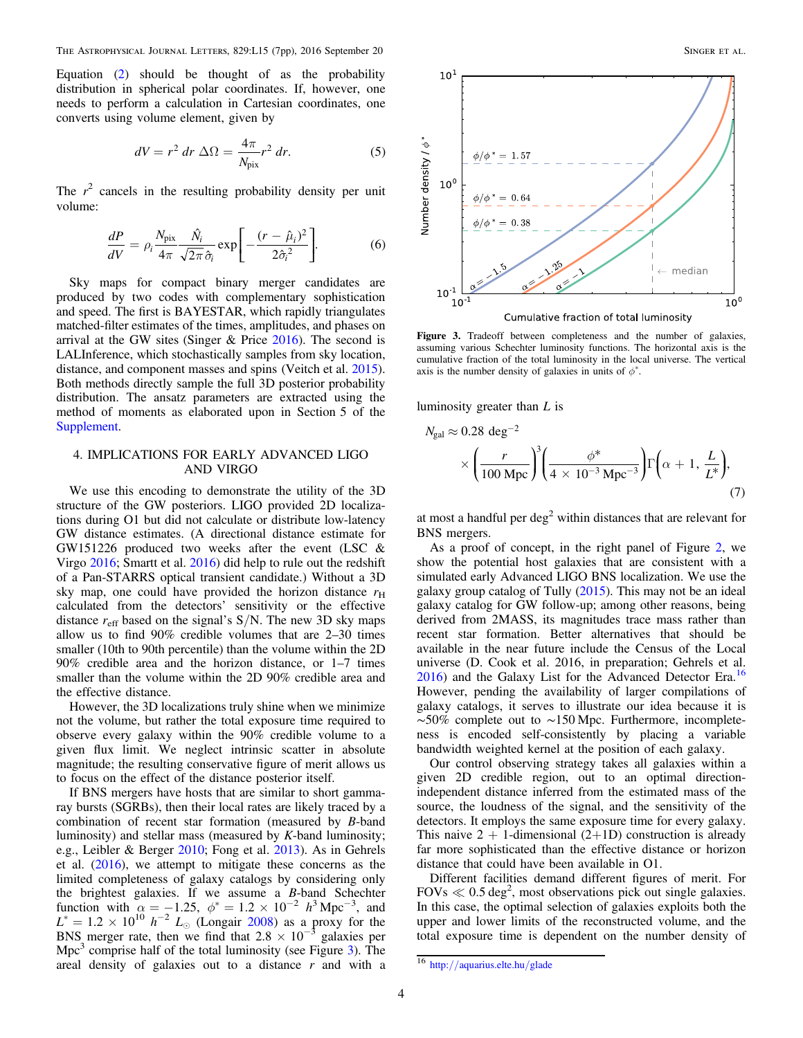Equation (2) should be thought of as the probability distribution in spherical polar coordinates. If, however, one needs to perform a calculation in Cartesian coordinates, one converts using volume element, given by

$$dV = r^2\, dr\, \Delta\Omega = \frac{4\pi}{N_{\rm pix}} r^2\, dr. \tag{5}$$

The $r^2$ cancels in the resulting probability density per unit volume:

$$\frac{dP}{dV} = \rho_i \frac{N_{\rm pix}}{4\pi} \frac{\hat{N}_i}{\sqrt{2\pi}\,\hat{\sigma}_i} \exp\left[-\frac{(r-\hat{\mu}_i)^2}{2\hat{\sigma}_i^2}\right]. \tag{6}$$

Sky maps for compact binary merger candidates are produced by two codes with complementary sophistication and speed. The first is BAYESTAR, which rapidly triangulates matched-filter estimates of the times, amplitudes, and phases on arrival at the GW sites (Singer & Price 2016). The second is LALInference, which stochastically samples from sky location, distance, and component masses and spins (Veitch et al. 2015). Both methods directly sample the full 3D posterior probability distribution. The ansatz parameters are extracted using the method of moments as elaborated upon in Section 5 of the Supplement.

## 4. IMPLICATIONS FOR EARLY ADVANCED LIGO AND VIRGO

We use this encoding to demonstrate the utility of the 3D structure of the GW posteriors. LIGO provided 2D localizations during O1 but did not calculate or distribute low-latency GW distance estimates. (A directional distance estimate for GW151226 produced two weeks after the event (LSC & Virgo 2016; Smartt et al. 2016) did help to rule out the redshift of a Pan-STARRS optical transient candidate.) Without a 3D sky map, one could have provided the horizon distance $r_{\rm H}$ calculated from the detectors' sensitivity or the effective distance $r_{\rm eff}$ based on the signal's S/N. The new 3D sky maps allow us to find 90% credible volumes that are 2–30 times smaller (10th to 90th percentile) than the volume within the 2D 90% credible area and the horizon distance, or 1–7 times smaller than the volume within the 2D 90% credible area and the effective distance.

However, the 3D localizations truly shine when we minimize not the volume, but rather the total exposure time required to observe every galaxy within the 90% credible volume to a given flux limit. We neglect intrinsic scatter in absolute magnitude; the resulting conservative figure of merit allows us to focus on the effect of the distance posterior itself.

If BNS mergers have hosts that are similar to short gamma-ray bursts (SGRBs), then their local rates are likely traced by a combination of recent star formation (measured by $B$-band luminosity) and stellar mass (measured by $K$-band luminosity; e.g., Leibler & Berger 2010; Fong et al. 2013). As in Gehrels et al. (2016), we attempt to mitigate these concerns as the limited completeness of galaxy catalogs by considering only the brightest galaxies. If we assume a $B$-band Schechter function with $\alpha = -1.25$, $\phi^* = 1.2 \times 10^{-2}\ h^3\,{\rm Mpc}^{-3}$, and $L^* = 1.2 \times 10^{10}\ h^{-2}\ L_\odot$ (Longair 2008) as a proxy for the BNS merger rate, then we find that $2.8 \times 10^{-3}$ galaxies per ${\rm Mpc}^3$ comprise half of the total luminosity (see Figure 3). The areal density of galaxies out to a distance $r$ and with a luminosity greater than $L$ is

$$N_{\rm gal} \approx 0.28\ {\rm deg}^{-2} \times \left(\frac{r}{100\ {\rm Mpc}}\right)^3 \left(\frac{\phi^*}{4\times 10^{-3}\ {\rm Mpc}^{-3}}\right) \Gamma\left(\alpha+1, \frac{L}{L^*}\right), \tag{7}$$

at most a handful per ${\rm deg}^2$ within distances that are relevant for BNS mergers.

**Figure 3.** Tradeoff between completeness and the number of galaxies, assuming various Schechter luminosity functions. The horizontal axis is the cumulative fraction of the total luminosity in the local universe. The vertical axis is the number density of galaxies in units of $\phi^*$.

As a proof of concept, in the right panel of Figure 2, we show the potential host galaxies that are consistent with a simulated early Advanced LIGO BNS localization. We use the galaxy group catalog of Tully (2015). This may not be an ideal galaxy catalog for GW follow-up; among other reasons, being derived from 2MASS, its magnitudes trace mass rather than recent star formation. Better alternatives that should be available in the near future include the Census of the Local universe (D. Cook et al. 2016, in preparation; Gehrels et al. 2016) and the Galaxy List for the Advanced Detector Era.[16] However, pending the availability of larger compilations of galaxy catalogs, it serves to illustrate our idea because it is ~50% complete out to ~150 Mpc. Furthermore, incompleteness is encoded self-consistently by placing a variable bandwidth weighted kernel at the position of each galaxy.

Our control observing strategy takes all galaxies within a given 2D credible region, out to an optimal direction-independent distance inferred from the estimated mass of the source, the loudness of the signal, and the sensitivity of the detectors. It employs the same exposure time for every galaxy. This naive 2 + 1-dimensional (2+1D) construction is already far more sophisticated than the effective distance or horizon distance that could have been available in O1.

Different facilities demand different figures of merit. For FOVs $\ll 0.5\ {\rm deg}^2$, most observations pick out single galaxies. In this case, the optimal selection of galaxies exploits both the upper and lower limits of the reconstructed volume, and the total exposure time is dependent on the number density of

[16] http://aquarius.elte.hu/glade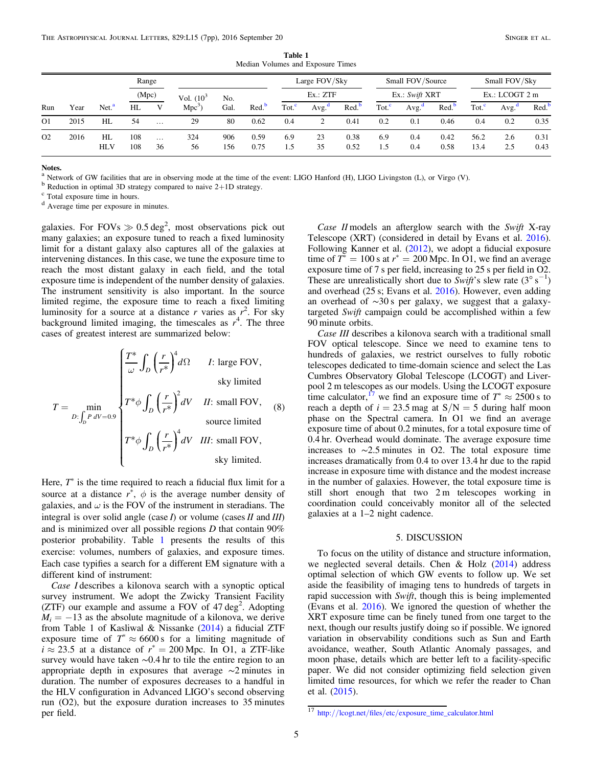**Table 1**
Median Volumes and Exposure Times

| Run | Year | Net.[a] | Range (Mpc) HL | Range (Mpc) V | Vol. ($10^3$ Mpc$^3$) | No. Gal. | Red.[b] | Large FOV/Sky, Ex.: ZTF Tot.[c] | Avg.[d] | Red.[b] | Small FOV/Source, Ex.: *Swift* XRT Tot.[c] | Avg.[d] | Red.[b] | Small FOV/Sky, Ex.: LCOGT 2 m Tot.[c] | Avg.[d] | Red.[b] |
|---|---|---|---|---|---|---|---|---|---|---|---|---|---|---|---|---|
| O1 | 2015 | HL | 54 | … | 29 | 80 | 0.62 | 0.4 | 2 | 0.41 | 0.2 | 0.1 | 0.46 | 0.4 | 0.2 | 0.35 |
| O2 | 2016 | HL | 108 | … | 324 | 906 | 0.59 | 6.9 | 23 | 0.38 | 6.9 | 0.4 | 0.42 | 56.2 | 2.6 | 0.31 |
| | | HLV | 108 | 36 | 56 | 156 | 0.75 | 1.5 | 35 | 0.52 | 1.5 | 0.4 | 0.58 | 13.4 | 2.5 | 0.43 |

**Notes.**
[a] Network of GW facilities that are in observing mode at the time of the event: LIGO Hanford (H), LIGO Livingston (L), or Virgo (V).
[b] Reduction in optimal 3D strategy compared to naive 2+1D strategy.
[c] Total exposure time in hours.
[d] Average time per exposure in minutes.

galaxies. For FOVs $\gg 0.5\,\mathrm{deg}^2$, most observations pick out many galaxies; an exposure tuned to reach a fixed luminosity limit for a distant galaxy also captures all of the galaxies at intervening distances. In this case, we tune the exposure time to reach the most distant galaxy in each field, and the total exposure time is independent of the number density of galaxies. The instrument sensitivity is also important. In the source limited regime, the exposure time to reach a fixed limiting luminosity for a source at a distance $r$ varies as $r^2$. For sky background limited imaging, the timescales as $r^4$. The three cases of greatest interest are summarized below:

$$T = \min_{D: \int_D P\, dV = 0.9} \begin{cases} \dfrac{T^*}{\omega} \displaystyle\int_D \left(\frac{r}{r^*}\right)^4 d\Omega & \textit{I}\text{: large FOV, sky limited} \\ T^* \phi \displaystyle\int_D \left(\frac{r}{r^*}\right)^2 dV & \textit{II}\text{: small FOV, source limited} \\ T^* \phi \displaystyle\int_D \left(\frac{r}{r^*}\right)^4 dV & \textit{III}\text{: small FOV, sky limited.} \end{cases} \quad (8)$$

Here, $T^*$ is the time required to reach a fiducial flux limit for a source at a distance $r^*$, $\phi$ is the average number density of galaxies, and $\omega$ is the FOV of the instrument in steradians. The integral is over solid angle (case *I*) or volume (cases *II* and *III*) and is minimized over all possible regions $D$ that contain 90% posterior probability. Table 1 presents the results of this exercise: volumes, numbers of galaxies, and exposure times. Each case typifies a search for a different EM signature with a different kind of instrument.

*Case I* describes a kilonova search with a synoptic optical survey instrument. We adopt the Zwicky Transient Facility (ZTF) our example and assume a FOV of $47\,\mathrm{deg}^2$. Adopting $M_i = -13$ as the absolute magnitude of a kilonova, we derive from Table 1 of Kasliwal & Nissanke (2014) a fiducial ZTF exposure time of $T^* \approx 6600\,\mathrm{s}$ for a limiting magnitude of $i \approx 23.5$ at a distance of $r^* = 200\,\mathrm{Mpc}$. In O1, a ZTF-like survey would have taken ~0.4 hr to tile the entire region to an appropriate depth in exposures that average ~2 minutes in duration. The number of exposures decreases to a handful in the HLV configuration in Advanced LIGO's second observing run (O2), but the exposure duration increases to 35 minutes per field.

*Case II* models an afterglow search with the *Swift* X-ray Telescope (XRT) (considered in detail by Evans et al. 2016). Following Kanner et al. (2012), we adopt a fiducial exposure time of $T^* = 100\,\mathrm{s}$ at $r^* = 200\,\mathrm{Mpc}$. In O1, we find an average exposure time of 7 s per field, increasing to 25 s per field in O2. These are unrealistically short due to *Swift*'s slew rate ($3^\circ\,\mathrm{s}^{-1}$) and overhead (25 s; Evans et al. 2016). However, even adding an overhead of ~30 s per galaxy, we suggest that a galaxy-targeted *Swift* campaign could be accomplished within a few 90 minute orbits.

*Case III* describes a kilonova search with a traditional small FOV optical telescope. Since we need to examine tens to hundreds of galaxies, we restrict ourselves to fully robotic telescopes dedicated to time-domain science and select the Las Cumbres Observatory Global Telescope (LCOGT) and Liverpool 2 m telescopes as our models. Using the LCOGT exposure time calculator,[17] we find an exposure time of $T^* \approx 2500\,\mathrm{s}$ to reach a depth of $i = 23.5$ mag at S/N = 5 during half moon phase on the Spectral camera. In O1 we find an average exposure time of about 0.2 minutes, for a total exposure time of 0.4 hr. Overhead would dominate. The average exposure time increases to ~2.5 minutes in O2. The total exposure time increases dramatically from 0.4 to over 13.4 hr due to the rapid increase in exposure time with distance and the modest increase in the number of galaxies. However, the total exposure time is still short enough that two 2 m telescopes working in coordination could conceivably monitor all of the selected galaxies at a 1–2 night cadence.

## 5. DISCUSSION

To focus on the utility of distance and structure information, we neglected several details. Chen & Holz (2014) address optimal selection of which GW events to follow up. We set aside the feasibility of imaging tens to hundreds of targets in rapid succession with *Swift*, though this is being implemented (Evans et al. 2016). We ignored the question of whether the XRT exposure time can be finely tuned from one target to the next, though our results justify doing so if possible. We ignored variation in observability conditions such as Sun and Earth avoidance, weather, South Atlantic Anomaly passages, and moon phase, details which are better left to a facility-specific paper. We did not consider optimizing field selection given limited time resources, for which we refer the reader to Chan et al. (2015).

[17] http://lcogt.net/files/etc/exposure_time_calculator.html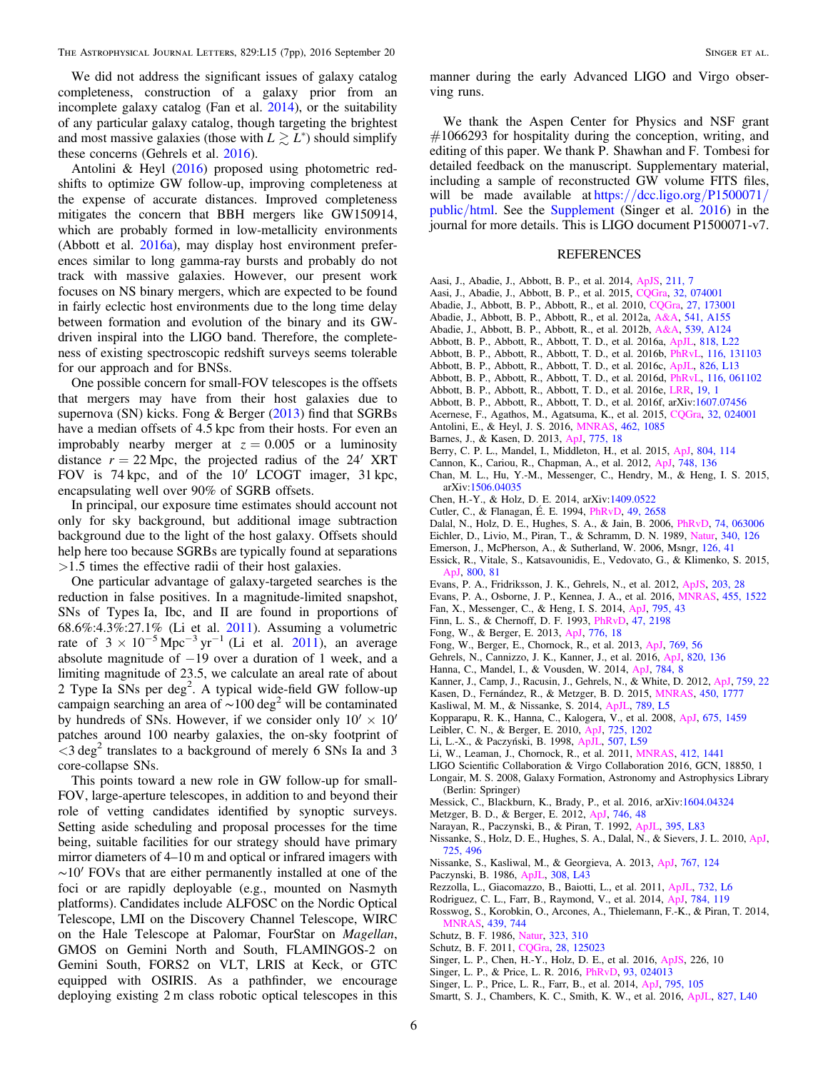We did not address the significant issues of galaxy catalog completeness, construction of a galaxy prior from an incomplete galaxy catalog (Fan et al. 2014), or the suitability of any particular galaxy catalog, though targeting the brightest and most massive galaxies (those with $L \gtrsim L^{*}$) should simplify these concerns (Gehrels et al. 2016).

Antolini & Heyl (2016) proposed using photometric redshifts to optimize GW follow-up, improving completeness at the expense of accurate distances. Improved completeness mitigates the concern that BBH mergers like GW150914, which are probably formed in low-metallicity environments (Abbott et al. 2016a), may display host environment preferences similar to long gamma-ray bursts and probably do not track with massive galaxies. However, our present work focuses on NS binary mergers, which are expected to be found in fairly eclectic host environments due to the long time delay between formation and evolution of the binary and its GW-driven inspiral into the LIGO band. Therefore, the completeness of existing spectroscopic redshift surveys seems tolerable for our approach and for BNSs.

One possible concern for small-FOV telescopes is the offsets that mergers may have from their host galaxies due to supernova (SN) kicks. Fong & Berger (2013) find that SGRBs have a median offsets of 4.5 kpc from their hosts. For even an improbably nearby merger at $z = 0.005$ or a luminosity distance $r = 22$ Mpc, the projected radius of the $24'$ XRT FOV is 74 kpc, and of the $10'$ LCOGT imager, 31 kpc, encapsulating well over 90% of SGRB offsets.

In principal, our exposure time estimates should account not only for sky background, but additional image subtraction background due to the light of the host galaxy. Offsets should help here too because SGRBs are typically found at separations >1.5 times the effective radii of their host galaxies.

One particular advantage of galaxy-targeted searches is the reduction in false positives. In a magnitude-limited snapshot, SNs of Types Ia, Ibc, and II are found in proportions of 68.6%:4.3%:27.1% (Li et al. 2011). Assuming a volumetric rate of $3 \times 10^{-5}\,\mathrm{Mpc}^{-3}\,\mathrm{yr}^{-1}$ (Li et al. 2011), an average absolute magnitude of −19 over a duration of 1 week, and a limiting magnitude of 23.5, we calculate an areal rate of about 2 Type Ia SNs per $\deg^2$. A typical wide-field GW follow-up campaign searching an area of $\sim 100\,\deg^2$ will be contaminated by hundreds of SNs. However, if we consider only $10' \times 10'$ patches around 100 nearby galaxies, the on-sky footprint of $<3\,\deg^2$ translates to a background of merely 6 SNs Ia and 3 core-collapse SNs.

This points toward a new role in GW follow-up for small-FOV, large-aperture telescopes, in addition to and beyond their role of vetting candidates identified by synoptic surveys. Setting aside scheduling and proposal processes for the time being, suitable facilities for our strategy should have primary mirror diameters of 4–10 m and optical or infrared imagers with $\sim 10'$ FOVs that are either permanently installed at one of the foci or are rapidly deployable (e.g., mounted on Nasmyth platforms). Candidates include ALFOSC on the Nordic Optical Telescope, LMI on the Discovery Channel Telescope, WIRC on the Hale Telescope at Palomar, FourStar on *Magellan*, GMOS on Gemini North and South, FLAMINGOS-2 on Gemini South, FORS2 on VLT, LRIS at Keck, or GTC equipped with OSIRIS. As a pathfinder, we encourage deploying existing 2 m class robotic optical telescopes in this manner during the early Advanced LIGO and Virgo observing runs.

We thank the Aspen Center for Physics and NSF grant #1066293 for hospitality during the conception, writing, and editing of this paper. We thank P. Shawhan and F. Tombesi for detailed feedback on the manuscript. Supplementary material, including a sample of reconstructed GW volume FITS files, will be made available at https://dcc.ligo.org/P1500071/public/html. See the Supplement (Singer et al. 2016) in the journal for more details. This is LIGO document P1500071-v7.

## REFERENCES

Aasi, J., Abadie, J., Abbott, B. P., et al. 2014, ApJS, 211, 7
Aasi, J., Abadie, J., Abbott, B. P., et al. 2015, CQGra, 32, 074001
Abadie, J., Abbott, B. P., Abbott, R., et al. 2010, CQGra, 27, 173001
Abadie, J., Abbott, B. P., Abbott, R., et al. 2012a, A&A, 541, A155
Abadie, J., Abbott, B. P., Abbott, R., et al. 2012b, A&A, 539, A124
Abbott, B. P., Abbott, R., Abbott, T. D., et al. 2016a, ApJL, 818, L22
Abbott, B. P., Abbott, R., Abbott, T. D., et al. 2016b, PhRvL, 116, 131103
Abbott, B. P., Abbott, R., Abbott, T. D., et al. 2016c, ApJL, 826, L13
Abbott, B. P., Abbott, R., Abbott, T. D., et al. 2016d, PhRvL, 116, 061102
Abbott, B. P., Abbott, R., Abbott, T. D., et al. 2016e, LRR, 19, 1
Abbott, B. P., Abbott, R., Abbott, T. D., et al. 2016f, arXiv:1607.07456
Acernese, F., Agathos, M., Agatsuma, K., et al. 2015, CQGra, 32, 024001
Antolini, E., & Heyl, J. S. 2016, MNRAS, 462, 1085
Barnes, J., & Kasen, D. 2013, ApJ, 775, 18
Berry, C. P. L., Mandel, I., Middleton, H., et al. 2015, ApJ, 804, 114
Cannon, K., Cariou, R., Chapman, A., et al. 2012, ApJ, 748, 136
Chan, M. L., Hu, Y.-M., Messenger, C., Hendry, M., & Heng, I. S. 2015, arXiv:1506.04035
Chen, H.-Y., & Holz, D. E. 2014, arXiv:1409.0522
Cutler, C., & Flanagan, É. E. 1994, PhRvD, 49, 2658
Dalal, N., Holz, D. E., Hughes, S. A., & Jain, B. 2006, PhRvD, 74, 063006
Eichler, D., Livio, M., Piran, T., & Schramm, D. N. 1989, Natur, 340, 126
Emerson, J., McPherson, A., & Sutherland, W. 2006, Msngr, 126, 41
Essick, R., Vitale, S., Katsavounidis, E., Vedovato, G., & Klimenko, S. 2015, ApJ, 800, 81
Evans, P. A., Fridriksson, J. K., Gehrels, N., et al. 2012, ApJS, 203, 28
Evans, P. A., Osborne, J. P., Kennea, J. A., et al. 2016, MNRAS, 455, 1522
Fan, X., Messenger, C., & Heng, I. S. 2014, ApJ, 795, 43
Finn, L. S., & Chernoff, D. F. 1993, PhRvD, 47, 2198
Fong, W., & Berger, E. 2013, ApJ, 776, 18
Fong, W., Berger, E., Chornock, R., et al. 2013, ApJ, 769, 56
Gehrels, N., Cannizzo, J. K., Kanner, J., et al. 2016, ApJ, 820, 136
Hanna, C., Mandel, I., & Vousden, W. 2014, ApJ, 784, 8
Kanner, J., Camp, J., Racusin, J., Gehrels, N., & White, D. 2012, ApJ, 759, 22
Kasen, D., Fernández, R., & Metzger, B. D. 2015, MNRAS, 450, 1777
Kasliwal, M. M., & Nissanke, S. 2014, ApJL, 789, L5
Kopparapu, R. K., Hanna, C., Kalogera, V., et al. 2008, ApJ, 675, 1459
Leibler, C. N., & Berger, E. 2010, ApJ, 725, 1202
Li, L.-X., & Paczyński, B. 1998, ApJL, 507, L59
Li, W., Leaman, J., Chornock, R., et al. 2011, MNRAS, 412, 1441
LIGO Scientific Collaboration & Virgo Collaboration 2016, GCN, 18850, 1
Longair, M. S. 2008, Galaxy Formation, Astronomy and Astrophysics Library (Berlin: Springer)
Messick, C., Blackburn, K., Brady, P., et al. 2016, arXiv:1604.04324
Metzger, B. D., & Berger, E. 2012, ApJ, 746, 48
Narayan, R., Paczynski, B., & Piran, T. 1992, ApJL, 395, L83
Nissanke, S., Holz, D. E., Hughes, S. A., Dalal, N., & Sievers, J. L. 2010, ApJ, 725, 496
Nissanke, S., Kasliwal, M., & Georgieva, A. 2013, ApJ, 767, 124
Paczynski, B. 1986, ApJL, 308, L43
Rezzolla, L., Giacomazzo, B., Baiotti, L., et al. 2011, ApJL, 732, L6
Rodriguez, C. L., Farr, B., Raymond, V., et al. 2014, ApJ, 784, 119
Rosswog, S., Korobkin, O., Arcones, A., Thielemann, F.-K., & Piran, T. 2014, MNRAS, 439, 744
Schutz, B. F. 1986, Natur, 323, 310
Schutz, B. F. 2011, CQGra, 28, 125023
Singer, L. P., Chen, H.-Y., Holz, D. E., et al. 2016, ApJS, 226, 10
Singer, L. P., & Price, L. R. 2016, PhRvD, 93, 024013
Singer, L. P., Price, L. R., Farr, B., et al. 2014, ApJ, 795, 105
Smartt, S. J., Chambers, K. C., Smith, K. W., et al. 2016, ApJL, 827, L40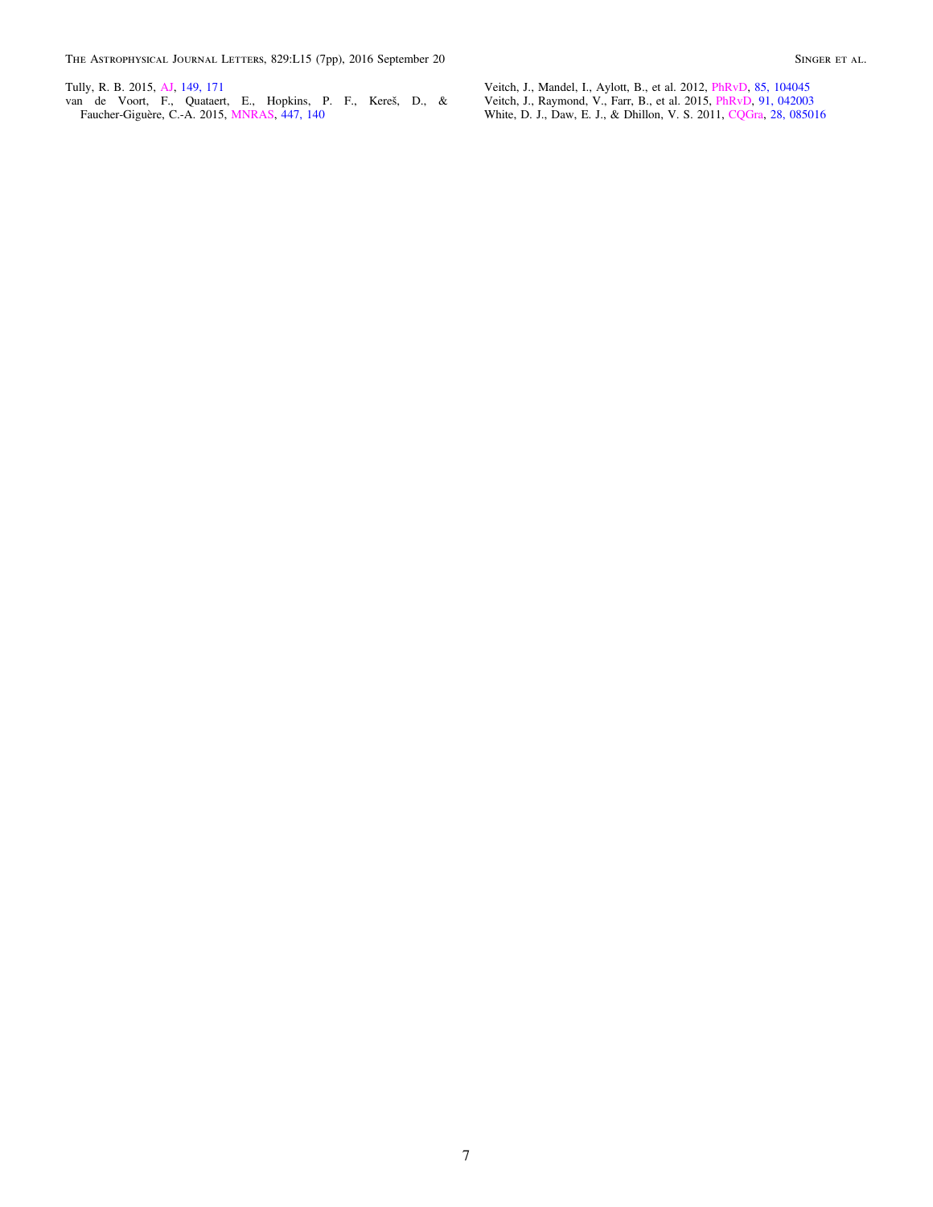Tully, R. B. 2015, AJ, 149, 171

van de Voort, F., Quataert, E., Hopkins, P. F., Kereš, D., & Faucher-Giguère, C.-A. 2015, MNRAS, 447, 140

Veitch, J., Mandel, I., Aylott, B., et al. 2012, PhRvD, 85, 104045

Veitch, J., Raymond, V., Farr, B., et al. 2015, PhRvD, 91, 042003

White, D. J., Daw, E. J., & Dhillon, V. S. 2011, CQGra, 28, 085016